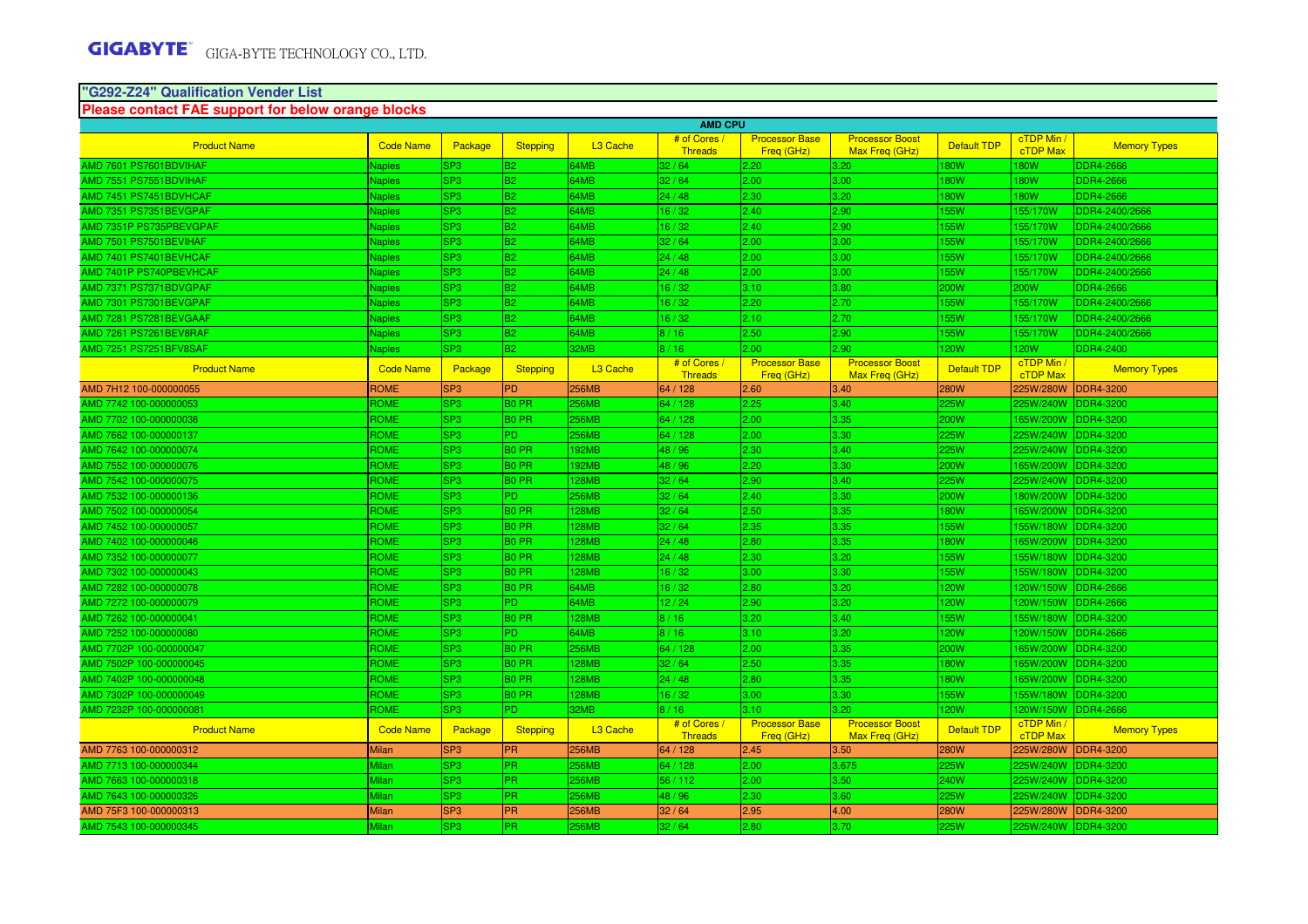GIGABYTE GIGA-BYTE TECHNOLOGY CO., LTD.

## "G292-Z24" Qualification Vender List

**Please contact FAE support for below orange blocks**

| AMD CPU | | | | | | | | | | |
|---|---|---|---|---|---|---|---|---|---|---|
| Product Name | Code Name | Package | Stepping | L3 Cache | # of Cores / Threads | Processor Base Freq (GHz) | Processor Boost Max Freq (GHz) | Default TDP | cTDP Min / cTDP Max | Memory Types |
| AMD 7601 PS7601BDVIHAF | Naples | SP3 | B2 | 64MB | 32 / 64 | 2.20 | 3.20 | 180W | 180W | DDR4-2666 |
| AMD 7551 PS7551BDVIHAF | Naples | SP3 | B2 | 64MB | 32 / 64 | 2.00 | 3.00 | 180W | 180W | DDR4-2666 |
| AMD 7451 PS7451BDVHCAF | Naples | SP3 | B2 | 64MB | 24 / 48 | 2.30 | 3.20 | 180W | 180W | DDR4-2666 |
| AMD 7351 PS7351BEVGPAF | Naples | SP3 | B2 | 64MB | 16 / 32 | 2.40 | 2.90 | 155W | 155/170W | DDR4-2400/2666 |
| AMD 7351P PS735PBEVGPAF | Naples | SP3 | B2 | 64MB | 16 / 32 | 2.40 | 2.90 | 155W | 155/170W | DDR4-2400/2666 |
| AMD 7501 PS7501BEVIHAF | Naples | SP3 | B2 | 64MB | 32 / 64 | 2.00 | 3.00 | 155W | 155/170W | DDR4-2400/2666 |
| AMD 7401 PS7401BEVHCAF | Naples | SP3 | B2 | 64MB | 24 / 48 | 2.00 | 3.00 | 155W | 155/170W | DDR4-2400/2666 |
| AMD 7401P PS740PBEVHCAF | Naples | SP3 | B2 | 64MB | 24 / 48 | 2.00 | 3.00 | 155W | 155/170W | DDR4-2400/2666 |
| AMD 7371 PS7371BDVGPAF | Naples | SP3 | B2 | 64MB | 16 / 32 | 3.10 | 3.80 | 200W | 200W | DDR4-2666 |
| AMD 7301 PS7301BEVGPAF | Naples | SP3 | B2 | 64MB | 16 / 32 | 2.20 | 2.70 | 155W | 155/170W | DDR4-2400/2666 |
| AMD 7281 PS7281BEVGAAF | Naples | SP3 | B2 | 64MB | 16 / 32 | 2.10 | 2.70 | 155W | 155/170W | DDR4-2400/2666 |
| AMD 7261 PS7261BEV8RAF | Naples | SP3 | B2 | 64MB | 8 / 16 | 2.50 | 2.90 | 155W | 155/170W | DDR4-2400/2666 |
| AMD 7251 PS7251BFV8SAF | Naples | SP3 | B2 | 32MB | 8 / 16 | 2.00 | 2.90 | 120W | 120W | DDR4-2400 |
| Product Name | Code Name | Package | Stepping | L3 Cache | # of Cores / Threads | Processor Base Freq (GHz) | Processor Boost Max Freq (GHz) | Default TDP | cTDP Min / cTDP Max | Memory Types |
| AMD 7H12 100-000000055 | ROME | SP3 | PD | 256MB | 64 / 128 | 2.60 | 3.40 | 280W | 225W/280W | DDR4-3200 |
| AMD 7742 100-000000053 | ROME | SP3 | B0 PR | 256MB | 64 / 128 | 2.25 | 3.40 | 225W | 225W/240W | DDR4-3200 |
| AMD 7702 100-000000038 | ROME | SP3 | B0 PR | 256MB | 64 / 128 | 2.00 | 3.35 | 200W | 165W/200W | DDR4-3200 |
| AMD 7662 100-000000137 | ROME | SP3 | PD | 256MB | 64 / 128 | 2.00 | 3.30 | 225W | 225W/240W | DDR4-3200 |
| AMD 7642 100-000000074 | ROME | SP3 | B0 PR | 192MB | 48 / 96 | 2.30 | 3.40 | 225W | 225W/240W | DDR4-3200 |
| AMD 7552 100-000000076 | ROME | SP3 | B0 PR | 192MB | 48 / 96 | 2.20 | 3.30 | 200W | 165W/200W | DDR4-3200 |
| AMD 7542 100-000000075 | ROME | SP3 | B0 PR | 128MB | 32 / 64 | 2.90 | 3.40 | 225W | 225W/240W | DDR4-3200 |
| AMD 7532 100-000000136 | ROME | SP3 | PD | 256MB | 32 / 64 | 2.40 | 3.30 | 200W | 180W/200W | DDR4-3200 |
| AMD 7502 100-000000054 | ROME | SP3 | B0 PR | 128MB | 32 / 64 | 2.50 | 3.35 | 180W | 165W/200W | DDR4-3200 |
| AMD 7452 100-000000057 | ROME | SP3 | B0 PR | 128MB | 32 / 64 | 2.35 | 3.35 | 155W | 155W/180W | DDR4-3200 |
| AMD 7402 100-000000046 | ROME | SP3 | B0 PR | 128MB | 24 / 48 | 2.80 | 3.35 | 180W | 165W/200W | DDR4-3200 |
| AMD 7352 100-000000077 | ROME | SP3 | B0 PR | 128MB | 24 / 48 | 2.30 | 3.20 | 155W | 155W/180W | DDR4-3200 |
| AMD 7302 100-000000043 | ROME | SP3 | B0 PR | 128MB | 16 / 32 | 3.00 | 3.30 | 155W | 155W/180W | DDR4-3200 |
| AMD 7282 100-000000078 | ROME | SP3 | B0 PR | 64MB | 16 / 32 | 2.80 | 3.20 | 120W | 120W/150W | DDR4-2666 |
| AMD 7272 100-000000079 | ROME | SP3 | PD | 64MB | 12 / 24 | 2.90 | 3.20 | 120W | 120W/150W | DDR4-2666 |
| AMD 7262 100-000000041 | ROME | SP3 | B0 PR | 128MB | 8 / 16 | 3.20 | 3.40 | 155W | 155W/180W | DDR4-3200 |
| AMD 7252 100-000000080 | ROME | SP3 | PD | 64MB | 8 / 16 | 3.10 | 3.20 | 120W | 120W/150W | DDR4-2666 |
| AMD 7702P 100-000000047 | ROME | SP3 | B0 PR | 256MB | 64 / 128 | 2.00 | 3.35 | 200W | 165W/200W | DDR4-3200 |
| AMD 7502P 100-000000045 | ROME | SP3 | B0 PR | 128MB | 32 / 64 | 2.50 | 3.35 | 180W | 165W/200W | DDR4-3200 |
| AMD 7402P 100-000000048 | ROME | SP3 | B0 PR | 128MB | 24 / 48 | 2.80 | 3.35 | 180W | 165W/200W | DDR4-3200 |
| AMD 7302P 100-000000049 | ROME | SP3 | B0 PR | 128MB | 16 / 32 | 3.00 | 3.30 | 155W | 155W/180W | DDR4-3200 |
| AMD 7232P 100-000000081 | ROME | SP3 | PD | 32MB | 8 / 16 | 3.10 | 3.20 | 120W | 120W/150W | DDR4-2666 |
| Product Name | Code Name | Package | Stepping | L3 Cache | # of Cores / Threads | Processor Base Freq (GHz) | Processor Boost Max Freq (GHz) | Default TDP | cTDP Min / cTDP Max | Memory Types |
| AMD 7763 100-000000312 | Milan | SP3 | PR | 256MB | 64 / 128 | 2.45 | 3.50 | 280W | 225W/280W | DDR4-3200 |
| AMD 7713 100-000000344 | Milan | SP3 | PR | 256MB | 64 / 128 | 2.00 | 3.675 | 225W | 225W/240W | DDR4-3200 |
| AMD 7663 100-000000318 | Milan | SP3 | PR | 256MB | 56 / 112 | 2.00 | 3.50 | 240W | 225W/240W | DDR4-3200 |
| AMD 7643 100-000000326 | Milan | SP3 | PR | 256MB | 48 / 96 | 2.30 | 3.60 | 225W | 225W/240W | DDR4-3200 |
| AMD 75F3 100-000000313 | Milan | SP3 | PR | 256MB | 32 / 64 | 2.95 | 4.00 | 280W | 225W/280W | DDR4-3200 |
| AMD 7543 100-000000345 | Milan | SP3 | PR | 256MB | 32 / 64 | 2.80 | 3.70 | 225W | 225W/240W | DDR4-3200 |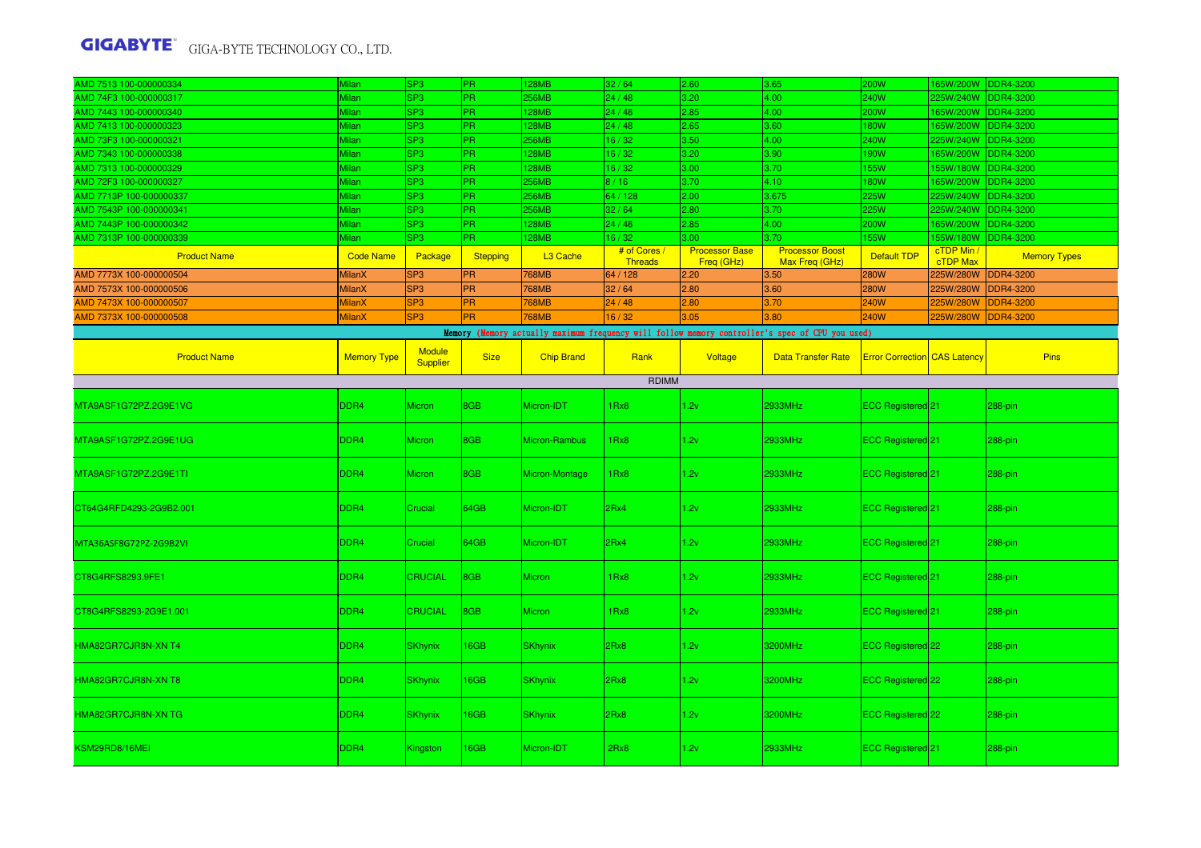| | | | | | | | | | | |
|---|---|---|---|---|---|---|---|---|---|---|
| AMD 7513 100-000000334 | Milan | SP3 | PR | 128MB | 32 / 64 | 2.60 | 3.65 | 200W | 165W/200W | DDR4-3200 |
| AMD 74F3 100-000000317 | Milan | SP3 | PR | 256MB | 24 / 48 | 3.20 | 4.00 | 240W | 225W/240W | DDR4-3200 |
| AMD 7443 100-000000340 | Milan | SP3 | PR | 128MB | 24 / 48 | 2.85 | 4.00 | 200W | 165W/200W | DDR4-3200 |
| AMD 7413 100-000000323 | Milan | SP3 | PR | 128MB | 24 / 48 | 2.65 | 3.60 | 180W | 165W/200W | DDR4-3200 |
| AMD 73F3 100-000000321 | Milan | SP3 | PR | 256MB | 16 / 32 | 3.50 | 4.00 | 240W | 225W/240W | DDR4-3200 |
| AMD 7343 100-000000338 | Milan | SP3 | PR | 128MB | 16 / 32 | 3.20 | 3.90 | 190W | 165W/200W | DDR4-3200 |
| AMD 7313 100-000000329 | Milan | SP3 | PR | 128MB | 16 / 32 | 3.00 | 3.70 | 155W | 155W/180W | DDR4-3200 |
| AMD 72F3 100-000000327 | Milan | SP3 | PR | 256MB | 8 / 16 | 3.70 | 4.10 | 180W | 165W/200W | DDR4-3200 |
| AMD 7713P 100-000000337 | Milan | SP3 | PR | 256MB | 64 / 128 | 2.00 | 3.675 | 225W | 225W/240W | DDR4-3200 |
| AMD 7543P 100-000000341 | Milan | SP3 | PR | 256MB | 32 / 64 | 2.80 | 3.70 | 225W | 225W/240W | DDR4-3200 |
| AMD 7443P 100-000000342 | Milan | SP3 | PR | 128MB | 24 / 48 | 2.85 | 4.00 | 200W | 165W/200W | DDR4-3200 |
| AMD 7313P 100-000000339 | Milan | SP3 | PR | 128MB | 16 / 32 | 3.00 | 3.70 | 155W | 155W/180W | DDR4-3200 |

| Product Name | Code Name | Package | Stepping | L3 Cache | # of Cores / Threads | Processor Base Freq (GHz) | Processor Boost Max Freq (GHz) | Default TDP | cTDP Min / cTDP Max | Memory Types |
|---|---|---|---|---|---|---|---|---|---|---|
| AMD 7773X 100-000000504 | MilanX | SP3 | PR | 768MB | 64 / 128 | 2.20 | 3.50 | 280W | 225W/280W | DDR4-3200 |
| AMD 7573X 100-000000506 | MilanX | SP3 | PR | 768MB | 32 / 64 | 2.80 | 3.60 | 280W | 225W/280W | DDR4-3200 |
| AMD 7473X 100-000000507 | MilanX | SP3 | PR | 768MB | 24 / 48 | 2.80 | 3.70 | 240W | 225W/280W | DDR4-3200 |
| AMD 7373X 100-000000508 | MilanX | SP3 | PR | 768MB | 16 / 32 | 3.05 | 3.80 | 240W | 225W/280W | DDR4-3200 |

**Memory** (Memory actually maximum frequency will follow memory controller's spec of CPU you used)

| Product Name | Memory Type | Module Supplier | Size | Chip Brand | Rank | Voltage | Data Transfer Rate | Error Correction | CAS Latency | Pins |
|---|---|---|---|---|---|---|---|---|---|---|
| | | | | | RDIMM | | | | | |
| MTA9ASF1G72PZ.2G9E1VG | DDR4 | Micron | 8GB | Micron-IDT | 1Rx8 | 1.2v | 2933MHz | ECC Registered | 21 | 288-pin |
| MTA9ASF1G72PZ.2G9E1UG | DDR4 | Micron | 8GB | Micron-Rambus | 1Rx8 | 1.2v | 2933MHz | ECC Registered | 21 | 288-pin |
| MTA9ASF1G72PZ.2G9E1TI | DDR4 | Micron | 8GB | Micron-Montage | 1Rx8 | 1.2v | 2933MHz | ECC Registered | 21 | 288-pin |
| CT64G4RFD4293-2G9B2.001 | DDR4 | Crucial | 64GB | Micron-IDT | 2Rx4 | 1.2v | 2933MHz | ECC Registered | 21 | 288-pin |
| MTA36ASF8G72PZ-2G9B2VI | DDR4 | Crucial | 64GB | Micron-IDT | 2Rx4 | 1.2v | 2933MHz | ECC Registered | 21 | 288-pin |
| CT8G4RFS8293.9FE1 | DDR4 | CRUCIAL | 8GB | Micron | 1Rx8 | 1.2v | 2933MHz | ECC Registered | 21 | 288-pin |
| CT8G4RFS8293-2G9E1.001 | DDR4 | CRUCIAL | 8GB | Micron | 1Rx8 | 1.2v | 2933MHz | ECC Registered | 21 | 288-pin |
| HMA82GR7CJR8N-XN T4 | DDR4 | SKhynix | 16GB | SKhynix | 2Rx8 | 1.2v | 3200MHz | ECC Registered | 22 | 288-pin |
| HMA82GR7CJR8N-XN T8 | DDR4 | SKhynix | 16GB | SKhynix | 2Rx8 | 1.2v | 3200MHz | ECC Registered | 22 | 288-pin |
| HMA82GR7CJR8N-XN TG | DDR4 | SKhynix | 16GB | SKhynix | 2Rx8 | 1.2v | 3200MHz | ECC Registered | 22 | 288-pin |
| KSM29RD8/16MEI | DDR4 | Kingston | 16GB | Micron-IDT | 2Rx8 | 1.2v | 2933MHz | ECC Registered | 21 | 288-pin |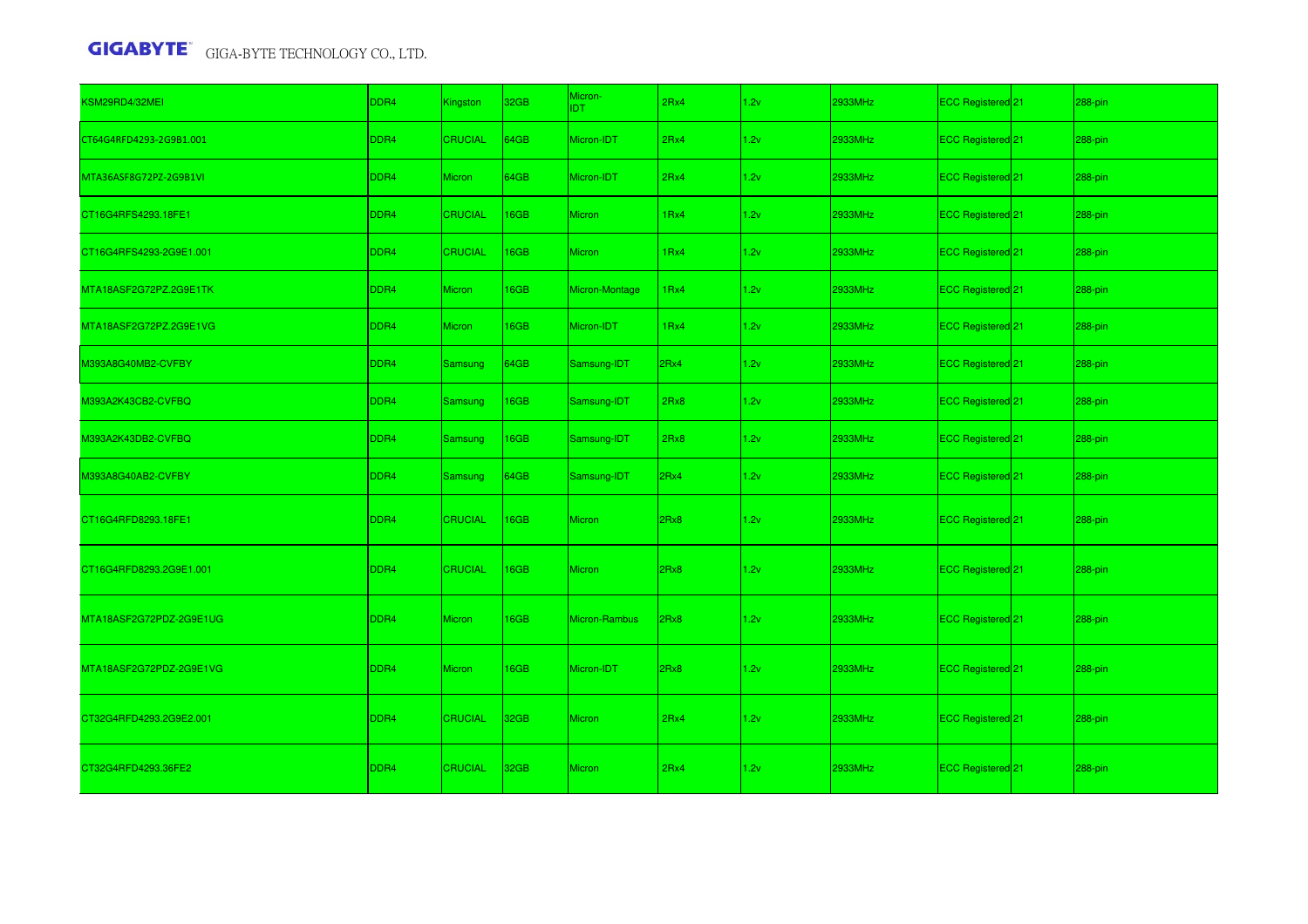| KSM29RD4/32MEI | DDR4 | Kingston | 32GB | Micron-IDT | 2Rx4 | 1.2v | 2933MHz | ECC Registered | 21 | 288-pin |
|---|---|---|---|---|---|---|---|---|---|---|
| CT64G4RFD4293-2G9B1.001 | DDR4 | CRUCIAL | 64GB | Micron-IDT | 2Rx4 | 1.2v | 2933MHz | ECC Registered | 21 | 288-pin |
| MTA36ASF8G72PZ-2G9B1VI | DDR4 | Micron | 64GB | Micron-IDT | 2Rx4 | 1.2v | 2933MHz | ECC Registered | 21 | 288-pin |
| CT16G4RFS4293.18FE1 | DDR4 | CRUCIAL | 16GB | Micron | 1Rx4 | 1.2v | 2933MHz | ECC Registered | 21 | 288-pin |
| CT16G4RFS4293-2G9E1.001 | DDR4 | CRUCIAL | 16GB | Micron | 1Rx4 | 1.2v | 2933MHz | ECC Registered | 21 | 288-pin |
| MTA18ASF2G72PZ.2G9E1TK | DDR4 | Micron | 16GB | Micron-Montage | 1Rx4 | 1.2v | 2933MHz | ECC Registered | 21 | 288-pin |
| MTA18ASF2G72PZ.2G9E1VG | DDR4 | Micron | 16GB | Micron-IDT | 1Rx4 | 1.2v | 2933MHz | ECC Registered | 21 | 288-pin |
| M393A8G40MB2-CVFBY | DDR4 | Samsung | 64GB | Samsung-IDT | 2Rx4 | 1.2v | 2933MHz | ECC Registered | 21 | 288-pin |
| M393A2K43CB2-CVFBQ | DDR4 | Samsung | 16GB | Samsung-IDT | 2Rx8 | 1.2v | 2933MHz | ECC Registered | 21 | 288-pin |
| M393A2K43DB2-CVFBQ | DDR4 | Samsung | 16GB | Samsung-IDT | 2Rx8 | 1.2v | 2933MHz | ECC Registered | 21 | 288-pin |
| M393A8G40AB2-CVFBY | DDR4 | Samsung | 64GB | Samsung-IDT | 2Rx4 | 1.2v | 2933MHz | ECC Registered | 21 | 288-pin |
| CT16G4RFD8293.18FE1 | DDR4 | CRUCIAL | 16GB | Micron | 2Rx8 | 1.2v | 2933MHz | ECC Registered | 21 | 288-pin |
| CT16G4RFD8293.2G9E1.001 | DDR4 | CRUCIAL | 16GB | Micron | 2Rx8 | 1.2v | 2933MHz | ECC Registered | 21 | 288-pin |
| MTA18ASF2G72PDZ-2G9E1UG | DDR4 | Micron | 16GB | Micron-Rambus | 2Rx8 | 1.2v | 2933MHz | ECC Registered | 21 | 288-pin |
| MTA18ASF2G72PDZ-2G9E1VG | DDR4 | Micron | 16GB | Micron-IDT | 2Rx8 | 1.2v | 2933MHz | ECC Registered | 21 | 288-pin |
| CT32G4RFD4293.2G9E2.001 | DDR4 | CRUCIAL | 32GB | Micron | 2Rx4 | 1.2v | 2933MHz | ECC Registered | 21 | 288-pin |
| CT32G4RFD4293.36FE2 | DDR4 | CRUCIAL | 32GB | Micron | 2Rx4 | 1.2v | 2933MHz | ECC Registered | 21 | 288-pin |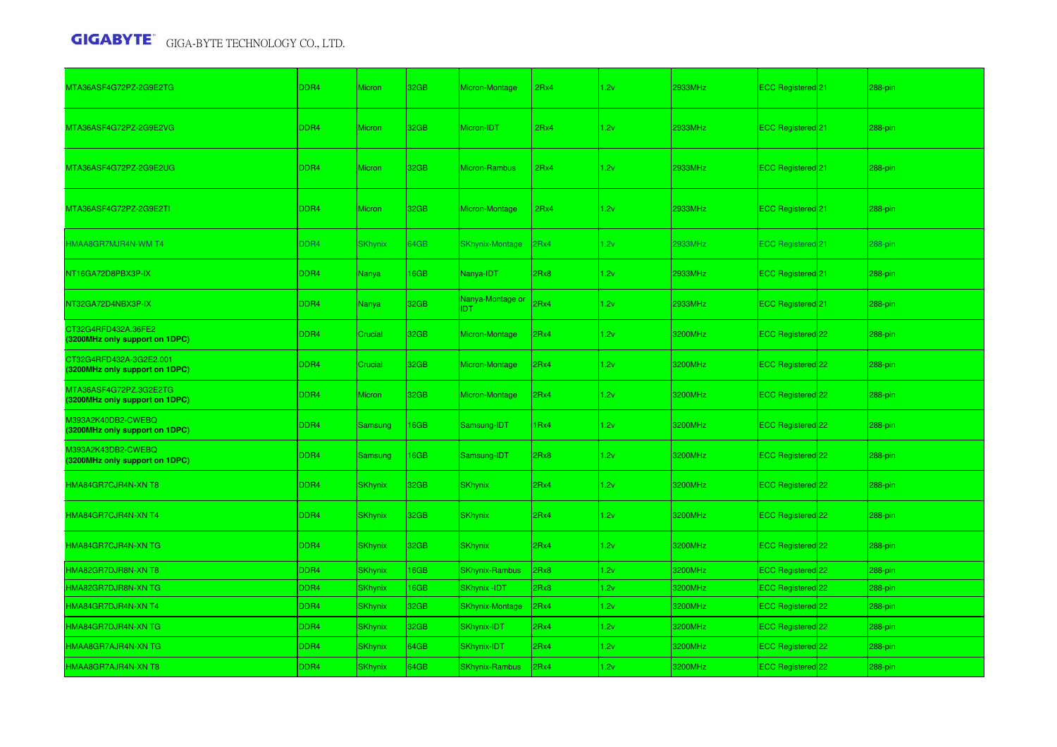| | | | | | | | | | | |
|---|---|---|---|---|---|---|---|---|---|---|
| MTA36ASF4G72PZ-2G9E2TG | DDR4 | Micron | 32GB | Micron-Montage | 2Rx4 | 1.2v | 2933MHz | ECC Registered | 21 | 288-pin |
| MTA36ASF4G72PZ-2G9E2VG | DDR4 | Micron | 32GB | Micron-IDT | 2Rx4 | 1.2v | 2933MHz | ECC Registered | 21 | 288-pin |
| MTA36ASF4G72PZ-2G9E2UG | DDR4 | Micron | 32GB | Micron-Rambus | 2Rx4 | 1.2v | 2933MHz | ECC Registered | 21 | 288-pin |
| MTA36ASF4G72PZ-2G9E2TI | DDR4 | Micron | 32GB | Micron-Montage | 2Rx4 | 1.2v | 2933MHz | ECC Registered | 21 | 288-pin |
| HMAA8GR7MJR4N-WM T4 | DDR4 | SKhynix | 64GB | SKhynix-Montage | 2Rx4 | 1.2v | 2933MHz | ECC Registered | 21 | 288-pin |
| NT16GA72D8PBX3P-IX | DDR4 | Nanya | 16GB | Nanya-IDT | 2Rx8 | 1.2v | 2933MHz | ECC Registered | 21 | 288-pin |
| NT32GA72D4NBX3P-IX | DDR4 | Nanya | 32GB | Nanya-Montage or IDT | 2Rx4 | 1.2v | 2933MHz | ECC Registered | 21 | 288-pin |
| CT32G4RFD432A.36FE2 **(3200MHz only support on 1DPC)** | DDR4 | Crucial | 32GB | Micron-Montage | 2Rx4 | 1.2v | 3200MHz | ECC Registered | 22 | 288-pin |
| CT32G4RFD432A-3G2E2.001 **(3200MHz only support on 1DPC)** | DDR4 | Crucial | 32GB | Micron-Montage | 2Rx4 | 1.2v | 3200MHz | ECC Registered | 22 | 288-pin |
| MTA36ASF4G72PZ.3G2E2TG **(3200MHz only support on 1DPC)** | DDR4 | Micron | 32GB | Micron-Montage | 2Rx4 | 1.2v | 3200MHz | ECC Registered | 22 | 288-pin |
| M393A2K40DB2-CWEBQ **(3200MHz only support on 1DPC)** | DDR4 | Samsung | 16GB | Samsung-IDT | 1Rx4 | 1.2v | 3200MHz | ECC Registered | 22 | 288-pin |
| M393A2K43DB2-CWEBQ **(3200MHz only support on 1DPC)** | DDR4 | Samsung | 16GB | Samsung-IDT | 2Rx8 | 1.2v | 3200MHz | ECC Registered | 22 | 288-pin |
| HMA84GR7CJR4N-XN T8 | DDR4 | SKhynix | 32GB | SKhynix | 2Rx4 | 1.2v | 3200MHz | ECC Registered | 22 | 288-pin |
| HMA84GR7CJR4N-XN T4 | DDR4 | SKhynix | 32GB | SKhynix | 2Rx4 | 1.2v | 3200MHz | ECC Registered | 22 | 288-pin |
| HMA84GR7CJR4N-XN TG | DDR4 | SKhynix | 32GB | SKhynix | 2Rx4 | 1.2v | 3200MHz | ECC Registered | 22 | 288-pin |
| HMA82GR7DJR8N-XN T8 | DDR4 | SKhynix | 16GB | SKhynix-Rambus | 2Rx8 | 1.2v | 3200MHz | ECC Registered | 22 | 288-pin |
| HMA82GR7DJR8N-XN TG | DDR4 | SKhynix | 16GB | SKhynix -IDT | 2Rx8 | 1.2v | 3200MHz | ECC Registered | 22 | 288-pin |
| HMA84GR7DJR4N-XN T4 | DDR4 | SKhynix | 32GB | SKhynix-Montage | 2Rx4 | 1.2v | 3200MHz | ECC Registered | 22 | 288-pin |
| HMA84GR7DJR4N-XN TG | DDR4 | SKhynix | 32GB | SKhynix-IDT | 2Rx4 | 1.2v | 3200MHz | ECC Registered | 22 | 288-pin |
| HMAA8GR7AJR4N-XN TG | DDR4 | SKhynix | 64GB | SKhynix-IDT | 2Rx4 | 1.2v | 3200MHz | ECC Registered | 22 | 288-pin |
| HMAA8GR7AJR4N-XN T8 | DDR4 | SKhynix | 64GB | SKhynix-Rambus | 2Rx4 | 1.2v | 3200MHz | ECC Registered | 22 | 288-pin |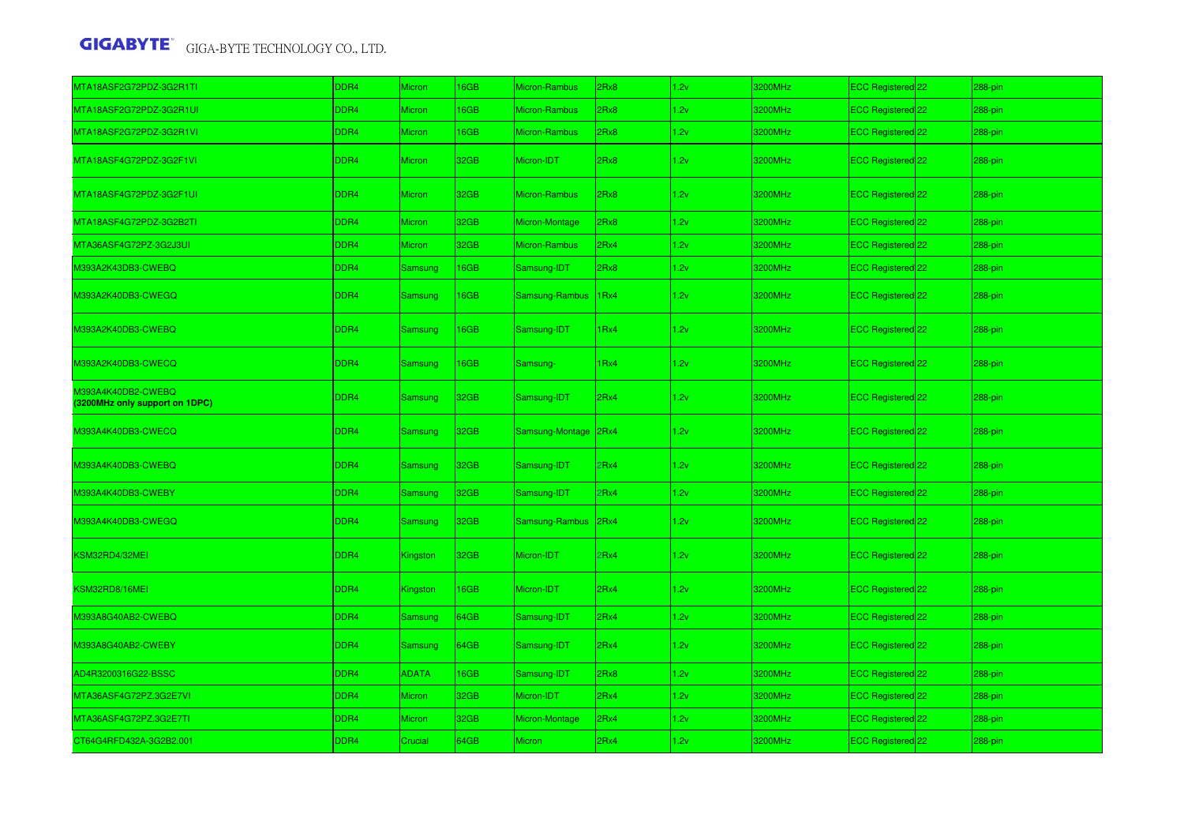| | | | | | | | | | | |
|---|---|---|---|---|---|---|---|---|---|---|
| MTA18ASF2G72PDZ-3G2R1TI | DDR4 | Micron | 16GB | Micron-Rambus | 2Rx8 | 1.2v | 3200MHz | ECC Registered | 22 | 288-pin |
| MTA18ASF2G72PDZ-3G2R1UI | DDR4 | Micron | 16GB | Micron-Rambus | 2Rx8 | 1.2v | 3200MHz | ECC Registered | 22 | 288-pin |
| MTA18ASF2G72PDZ-3G2R1VI | DDR4 | Micron | 16GB | Micron-Rambus | 2Rx8 | 1.2v | 3200MHz | ECC Registered | 22 | 288-pin |
| MTA18ASF4G72PDZ-3G2F1VI | DDR4 | Micron | 32GB | Micron-IDT | 2Rx8 | 1.2v | 3200MHz | ECC Registered | 22 | 288-pin |
| MTA18ASF4G72PDZ-3G2F1UI | DDR4 | Micron | 32GB | Micron-Rambus | 2Rx8 | 1.2v | 3200MHz | ECC Registered | 22 | 288-pin |
| MTA18ASF4G72PDZ-3G2B2TI | DDR4 | Micron | 32GB | Micron-Montage | 2Rx8 | 1.2v | 3200MHz | ECC Registered | 22 | 288-pin |
| MTA36ASF4G72PZ-3G2J3UI | DDR4 | Micron | 32GB | Micron-Rambus | 2Rx4 | 1.2v | 3200MHz | ECC Registered | 22 | 288-pin |
| M393A2K43DB3-CWEBQ | DDR4 | Samsung | 16GB | Samsung-IDT | 2Rx8 | 1.2v | 3200MHz | ECC Registered | 22 | 288-pin |
| M393A2K40DB3-CWEGQ | DDR4 | Samsung | 16GB | Samsung-Rambus | 1Rx4 | 1.2v | 3200MHz | ECC Registered | 22 | 288-pin |
| M393A2K40DB3-CWEBQ | DDR4 | Samsung | 16GB | Samsung-IDT | 1Rx4 | 1.2v | 3200MHz | ECC Registered | 22 | 288-pin |
| M393A2K40DB3-CWECQ | DDR4 | Samsung | 16GB | Samsung- | 1Rx4 | 1.2v | 3200MHz | ECC Registered | 22 | 288-pin |
| M393A4K40DB2-CWEBQ **(3200MHz only support on 1DPC)** | DDR4 | Samsung | 32GB | Samsung-IDT | 2Rx4 | 1.2v | 3200MHz | ECC Registered | 22 | 288-pin |
| M393A4K40DB3-CWECQ | DDR4 | Samsung | 32GB | Samsung-Montage | 2Rx4 | 1.2v | 3200MHz | ECC Registered | 22 | 288-pin |
| M393A4K40DB3-CWEBQ | DDR4 | Samsung | 32GB | Samsung-IDT | 2Rx4 | 1.2v | 3200MHz | ECC Registered | 22 | 288-pin |
| M393A4K40DB3-CWEBY | DDR4 | Samsung | 32GB | Samsung-IDT | 2Rx4 | 1.2v | 3200MHz | ECC Registered | 22 | 288-pin |
| M393A4K40DB3-CWEGQ | DDR4 | Samsung | 32GB | Samsung-Rambus | 2Rx4 | 1.2v | 3200MHz | ECC Registered | 22 | 288-pin |
| KSM32RD4/32MEI | DDR4 | Kingston | 32GB | Micron-IDT | 2Rx4 | 1.2v | 3200MHz | ECC Registered | 22 | 288-pin |
| KSM32RD8/16MEI | DDR4 | Kingston | 16GB | Micron-IDT | 2Rx4 | 1.2v | 3200MHz | ECC Registered | 22 | 288-pin |
| M393A8G40AB2-CWEBQ | DDR4 | Samsung | 64GB | Samsung-IDT | 2Rx4 | 1.2v | 3200MHz | ECC Registered | 22 | 288-pin |
| M393A8G40AB2-CWEBY | DDR4 | Samsung | 64GB | Samsung-IDT | 2Rx4 | 1.2v | 3200MHz | ECC Registered | 22 | 288-pin |
| AD4R3200316G22-BSSC | DDR4 | ADATA | 16GB | Samsung-IDT | 2Rx8 | 1.2v | 3200MHz | ECC Registered | 22 | 288-pin |
| MTA36ASF4G72PZ.3G2E7VI | DDR4 | Micron | 32GB | Micron-IDT | 2Rx4 | 1.2v | 3200MHz | ECC Registered | 22 | 288-pin |
| MTA36ASF4G72PZ.3G2E7TI | DDR4 | Micron | 32GB | Micron-Montage | 2Rx4 | 1.2v | 3200MHz | ECC Registered | 22 | 288-pin |
| CT64G4RFD432A-3G2B2.001 | DDR4 | Crucial | 64GB | Micron | 2Rx4 | 1.2v | 3200MHz | ECC Registered | 22 | 288-pin |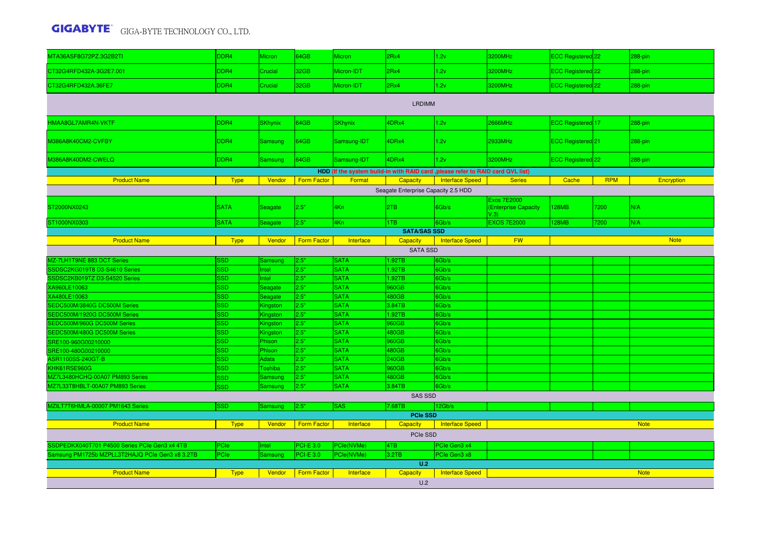| | | | | | | | | | | |
|---|---|---|---|---|---|---|---|---|---|---|
| MTA36ASF8G72PZ.3G2B2TI | DDR4 | Micron | 64GB | Micron | 2Rx4 | 1.2v | 3200MHz | ECC Registered | 22 | 288-pin |
| CT32G4RFD432A-3G2E7.001 | DDR4 | Crucial | 32GB | Micron-IDT | 2Rx4 | 1.2v | 3200MHz | ECC Registered | 22 | 288-pin |
| CT32G4RFD432A.36FE7 | DDR4 | Crucial | 32GB | Micron-IDT | 2Rx4 | 1.2v | 3200MHz | ECC Registered | 22 | 288-pin |
| | | | | | LRDIMM | | | | | |
| HMAA8GL7AMR4N-VKTF | DDR4 | SKhynix | 64GB | SKhynix | 4DRx4 | 1.2v | 2666MHz | ECC Registered | 17 | 288-pin |
| M386A8K40CM2-CVFBY | DDR4 | Samsung | 64GB | Samsung-IDT | 4DRx4 | 1.2v | 2933MHz | ECC Registered | 21 | 288-pin |
| M386A8K40DM2-CWELQ | DDR4 | Samsung | 64GB | Samsung-IDT | 4DRx4 | 1.2v | 3200MHz | ECC Registered | 22 | 288-pin |

**HDD (If the system build-in with RAID card ,please refer to RAID card QVL list)**

| Product Name | Type | Vendor | Form Factor | Format | Capacity | Interface Speed | Series | Cache | RPM | Encryption |
|---|---|---|---|---|---|---|---|---|---|---|
| | | | | | Seagate Enterprise Capacity 2.5 HDD | | | | | |
| ST2000NX0243 | SATA | Seagate | 2.5" | 4Kn | 2TB | 6Gb/s | Exos 7E2000 (Enterprise Capacity V.3) | 128MB | 7200 | N/A |
| ST1000NX0303 | SATA | Seagate | 2.5" | 4Kn | 1TB | 6Gb/s | EXOS 7E2000 | 128MB | 7200 | N/A |

**SATA/SAS SSD**

| Product Name | Type | Vendor | Form Factor | Interface | Capacity | Interface Speed | FW | Note |
|---|---|---|---|---|---|---|---|---|
| | | | | | SATA SSD | | | |
| MZ-7LH1T9NE 883 DCT Series | SSD | Samsung | 2.5" | SATA | 1.92TB | 6Gb/s | | |
| SSDSC2KG019T8 D3-S4610 Series | SSD | Intel | 2.5" | SATA | 1.92TB | 6Gb/s | | |
| SSDSC2KB019TZ D3-S4520 Series | SSD | Intel | 2.5" | SATA | 1.92TB | 6Gb/s | | |
| XA960LE10063 | SSD | Seagate | 2.5" | SATA | 960GB | 6Gb/s | | |
| XA480LE10063 | SSD | Seagate | 2.5" | SATA | 480GB | 6Gb/s | | |
| SEDC500M/3840G DC500M Series | SSD | Kingston | 2.5" | SATA | 3.84TB | 6Gb/s | | |
| SEDC500M/1920G DC500M Series | SSD | Kingston | 2.5" | SATA | 1.92TB | 6Gb/s | | |
| SEDC500M/960G DC500M Series | SSD | Kingston | 2.5" | SATA | 960GB | 6Gb/s | | |
| SEDC500M/480G DC500M Series | SSD | Kingston | 2.5" | SATA | 480GB | 6Gb/s | | |
| SRE100-960G00210000 | SSD | Phison | 2.5" | SATA | 960GB | 6Gb/s | | |
| SRE100-480G00210000 | SSD | Phison | 2.5" | SATA | 480GB | 6Gb/s | | |
| ASR1100SS-240GT-B | SSD | Adata | 2.5" | SATA | 240GB | 6Gb/s | | |
| KHK61RSE960G | SSD | Toshiba | 2.5" | SATA | 960GB | 6Gb/s | | |
| MZ7L3480HCHQ-00A07 PM893 Series | SSD | Samsung | 2.5" | SATA | 480GB | 6Gb/s | | |
| MZ7L33T8HBLT-00A07 PM893 Series | SSD | Samsung | 2.5" | SATA | 3.84TB | 6Gb/s | | |
| | | | | | SAS SSD | | | |
| MZILT7T6HMLA-00007 PM1643 Series | SSD | Samsung | 2.5" | SAS | 7.68TB | 12Gb/s | | |

**PCIe SSD**

| Product Name | Type | Vendor | Form Factor | Interface | Capacity | Interface Speed | Note |
|---|---|---|---|---|---|---|---|
| | | | | | PCIe SSD | | |
| SSDPEDKX040T701 P4500 Series PCIe Gen3 x4 4TB | PCIe | Intel | PCI-E 3.0 | PCIe(NVMe) | 4TB | PCIe Gen3 x4 | |
| Samsung PM1725b MZPLL3T2HAJQ PCIe Gen3 x8 3.2TB | PCIe | Samsung | PCI-E 3.0 | PCIe(NVMe) | 3.2TB | PCIe Gen3 x8 | |

**U.2**

| Product Name | Type | Vendor | Form Factor | Interface | Capacity | Interface Speed | Note |
|---|---|---|---|---|---|---|---|
| | | | | | U.2 | | |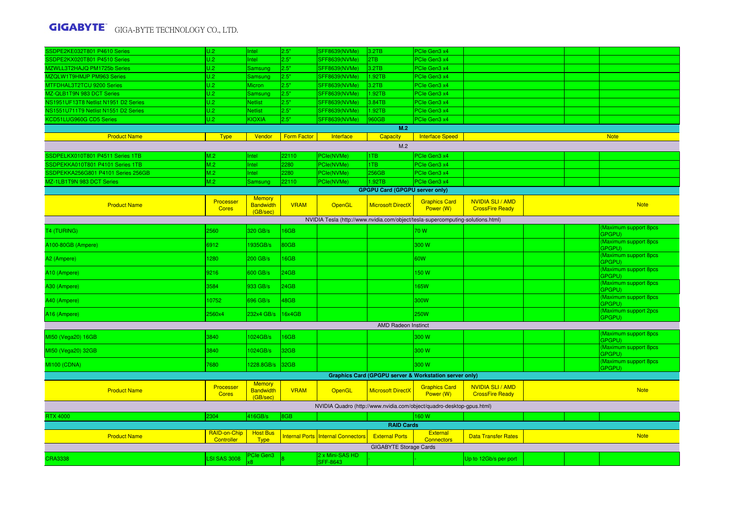| | | | | | | | | | |
|---|---|---|---|---|---|---|---|---|---|
| SSDPE2KE032T801 P4610 Series | U.2 | Intel | 2.5" | SFF8639(NVMe) | 3.2TB | PCIe Gen3 x4 | | | |
| SSDPE2KX020T801 P4510 Series | U.2 | Intel | 2.5" | SFF8639(NVMe) | 2TB | PCIe Gen3 x4 | | | |
| MZWLL3T2HAJQ PM1725b Series | U.2 | Samsung | 2.5" | SFF8639(NVMe) | 3.2TB | PCIe Gen3 x4 | | | |
| MZQLW1T9HMJP PM963 Series | U.2 | Samsung | 2.5" | SFF8639(NVMe) | 1.92TB | PCIe Gen3 x4 | | | |
| MTFDHAL3T2TCU 9200 Series | U.2 | Micron | 2.5" | SFF8639(NVMe) | 3.2TB | PCIe Gen3 x4 | | | |
| MZ-QLB1T9N 983 DCT Series | U.2 | Samsung | 2.5" | SFF8639(NVMe) | 1.92TB | PCIe Gen3 x4 | | | |
| NS1951UF13T8 Netlist N1951 D2 Series | U.2 | Netlist | 2.5" | SFF8639(NVMe) | 3.84TB | PCIe Gen3 x4 | | | |
| NS1551U711T9 Netlist N1551 D2 Series | U.2 | Netlist | 2.5" | SFF8639(NVMe) | 1.92TB | PCIe Gen3 x4 | | | |
| KCD51LUG960G CD5 Series | U.2 | KIOXIA | 2.5" | SFF8639(NVMe) | 960GB | PCIe Gen3 x4 | | | |

**M.2**

| Product Name | Type | Vendor | Form Factor | Interface | Capacity | Interface Speed | | | Note |
|---|---|---|---|---|---|---|---|---|---|
| M.2 | | | | | | | | | |
| SSDPELKX010T801 P4511 Series 1TB | M.2 | Intel | 22110 | PCIe(NVMe) | 1TB | PCIe Gen3 x4 | | | |
| SSDPEKKA010T801 P4101 Series 1TB | M.2 | Intel | 2280 | PCIe(NVMe) | 1TB | PCIe Gen3 x4 | | | |
| SSDPEKKA256G801 P4101 Series 256GB | M.2 | Intel | 2280 | PCIe(NVMe) | 256GB | PCIe Gen3 x4 | | | |
| MZ-1LB1T9N 983 DCT Series | M.2 | Samsung | 22110 | PCIe(NVMe) | 1.92TB | PCIe Gen3 x4 | | | |

**GPGPU Card (GPGPU server only)**

| Product Name | Processer Cores | Memory Bandwidth (GB/sec) | VRAM | OpenGL | Microsoft DirectX | Graphics Card Power (W) | NVIDIA SLI / AMD CrossFire Ready | | Note |
|---|---|---|---|---|---|---|---|---|---|
| NVIDIA Tesla (http://www.nvidia.com/object/tesla-supercomputing-solutions.html) | | | | | | | | | |
| T4 (TURING) | 2560 | 320 GB/s | 16GB | | | 70 W | | | (Maximum support 8pcs GPGPU) |
| A100-80GB (Ampere) | 6912 | 1935GB/s | 80GB | | | 300 W | | | (Maximum support 8pcs GPGPU) |
| A2 (Ampere) | 1280 | 200 GB/s | 16GB | | | 60W | | | (Maximum support 8pcs GPGPU) |
| A10 (Ampere) | 9216 | 600 GB/s | 24GB | | | 150 W | | | (Maximum support 8pcs GPGPU) |
| A30 (Ampere) | 3584 | 933 GB/s | 24GB | | | 165W | | | (Maximum support 8pcs GPGPU) |
| A40 (Ampere) | 10752 | 696 GB/s | 48GB | | | 300W | | | (Maximum support 8pcs GPGPU) |
| A16 (Ampere) | 2560x4 | 232x4 GB/s | 16x4GB | | | 250W | | | (Maximum support 2pcs GPGPU) |
| AMD Radeon Instinct | | | | | | | | | |
| MI50 (Vega20) 16GB | 3840 | 1024GB/s | 16GB | | | 300 W | | | (Maximum support 8pcs GPGPU) |
| MI50 (Vega20) 32GB | 3840 | 1024GB/s | 32GB | | | 300 W | | | (Maximum support 8pcs GPGPU) |
| MI100 (CDNA) | 7680 | 1228.8GB/s | 32GB | | | 300 W | | | (Maximum support 8pcs GPGPU) |

**Graphics Card (GPGPU server & Workstation server only)**

| Product Name | Processer Cores | Memory Bandwidth (GB/sec) | VRAM | OpenGL | Microsoft DirectX | Graphics Card Power (W) | NVIDIA SLI / AMD CrossFire Ready | | Note |
|---|---|---|---|---|---|---|---|---|---|
| NVIDIA Quadro (http://www.nvidia.com/object/quadro-desktop-gpus.html) | | | | | | | | | |
| RTX 4000 | 2304 | 416GB/s | 8GB | | | 160 W | | | |

**RAID Cards**

| Product Name | RAID-on-Chip Controller | Host Bus Type | Internal Ports | Internal Connectors | External Ports | External Connectors | Data Transfer Rates | | Note |
|---|---|---|---|---|---|---|---|---|---|
| GIGABYTE Storage Cards | | | | | | | | | |
| CRA3338 | LSI SAS 3008 | PCIe Gen3 x8 | 8 | 2 x Mini-SAS HD SFF-8643 | - | - | Up to 12Gb/s per port | | |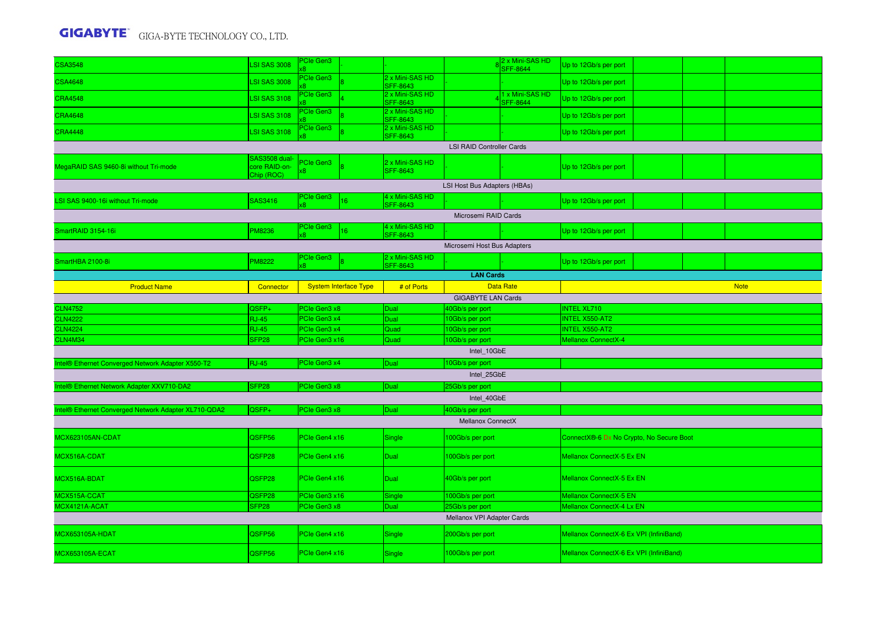| | | | | | | | | | | | |
|---|---|---|---|---|---|---|---|---|---|---|---|
| CSA3548 | LSI SAS 3008 | PCIe Gen3 x8 | - | - | 8 | 2 x Mini-SAS HD SFF-8644 | Up to 12Gb/s per port | | | |
| CSA4648 | LSI SAS 3008 | PCIe Gen3 x8 | 8 | 2 x Mini-SAS HD SFF-8643 | - | - | Up to 12Gb/s per port | | | |
| CRA4548 | LSI SAS 3108 | PCIe Gen3 x8 | 4 | 2 x Mini-SAS HD SFF-8643 | 4 | 1 x Mini-SAS HD SFF-8644 | Up to 12Gb/s per port | | | |
| CRA4648 | LSI SAS 3108 | PCIe Gen3 x8 | 8 | 2 x Mini-SAS HD SFF-8643 | - | - | Up to 12Gb/s per port | | | |
| CRA4448 | LSI SAS 3108 | PCIe Gen3 x8 | 8 | 2 x Mini-SAS HD SFF-8643 | - | - | Up to 12Gb/s per port | | | |
| LSI RAID Controller Cards | | | | | | | | | | |
| MegaRAID SAS 9460-8i without Tri-mode | SAS3508 dual-core RAID-on-Chip (ROC) | PCIe Gen3 x8 | 8 | 2 x Mini-SAS HD SFF-8643 | - | - | Up to 12Gb/s per port | | | |
| LSI Host Bus Adapters (HBAs) | | | | | | | | | | |
| LSI SAS 9400-16i without Tri-mode | SAS3416 | PCIe Gen3 x8 | 16 | 4 x Mini-SAS HD SFF-8643 | - | - | Up to 12Gb/s per port | | | |
| Microsemi RAID Cards | | | | | | | | | | |
| SmartRAID 3154-16i | PM8236 | PCIe Gen3 x8 | 16 | 4 x Mini-SAS HD SFF-8643 | - | - | Up to 12Gb/s per port | | | |
| Microsemi Host Bus Adapters | | | | | | | | | | |
| SmartHBA 2100-8i | PM8222 | PCIe Gen3 x8 | 8 | 2 x Mini-SAS HD SFF-8643 | - | - | Up to 12Gb/s per port | | | |

**LAN Cards**

| Product Name | Connector | System Interface Type | # of Ports | Data Rate | Note |
|---|---|---|---|---|---|
| GIGABYTE LAN Cards | | | | | |
| CLN4752 | QSFP+ | PCIe Gen3 x8 | Dual | 40Gb/s per port | INTEL XL710 |
| CLN4222 | RJ-45 | PCIe Gen3 x4 | Dual | 10Gb/s per port | INTEL X550-AT2 |
| CLN4224 | RJ-45 | PCIe Gen3 x4 | Quad | 10Gb/s per port | INTEL X550-AT2 |
| CLN4M34 | SFP28 | PCIe Gen3 x16 | Quad | 10Gb/s per port | Mellanox ConnectX-4 |
| Intel_10GbE | | | | | |
| Intel® Ethernet Converged Network Adapter X550-T2 | RJ-45 | PCIe Gen3 x4 | Dual | 10Gb/s per port | |
| Intel_25GbE | | | | | |
| Intel® Ethernet Network Adapter XXV710-DA2 | SFP28 | PCIe Gen3 x8 | Dual | 25Gb/s per port | |
| Intel_40GbE | | | | | |
| Intel® Ethernet Converged Network Adapter XL710-QDA2 | QSFP+ | PCIe Gen3 x8 | Dual | 40Gb/s per port | |
| Mellanox ConnectX | | | | | |
| MCX623105AN-CDAT | QSFP56 | PCIe Gen4 x16 | Single | 100Gb/s per port | ConnectX®-6 Dx No Crypto, No Secure Boot |
| MCX516A-CDAT | QSFP28 | PCIe Gen4 x16 | Dual | 100Gb/s per port | Mellanox ConnectX-5 Ex EN |
| MCX516A-BDAT | QSFP28 | PCIe Gen4 x16 | Dual | 40Gb/s per port | Mellanox ConnectX-5 Ex EN |
| MCX515A-CCAT | QSFP28 | PCIe Gen3 x16 | Single | 100Gb/s per port | Mellanox ConnectX-5 EN |
| MCX4121A-ACAT | SFP28 | PCIe Gen3 x8 | Dual | 25Gb/s per port | Mellanox ConnectX-4 Lx EN |
| Mellanox VPI Adapter Cards | | | | | |
| MCX653105A-HDAT | QSFP56 | PCIe Gen4 x16 | Single | 200Gb/s per port | Mellanox ConnectX-6 Ex VPI (InfiniBand) |
| MCX653105A-ECAT | QSFP56 | PCIe Gen4 x16 | Single | 100Gb/s per port | Mellanox ConnectX-6 Ex VPI (InfiniBand) |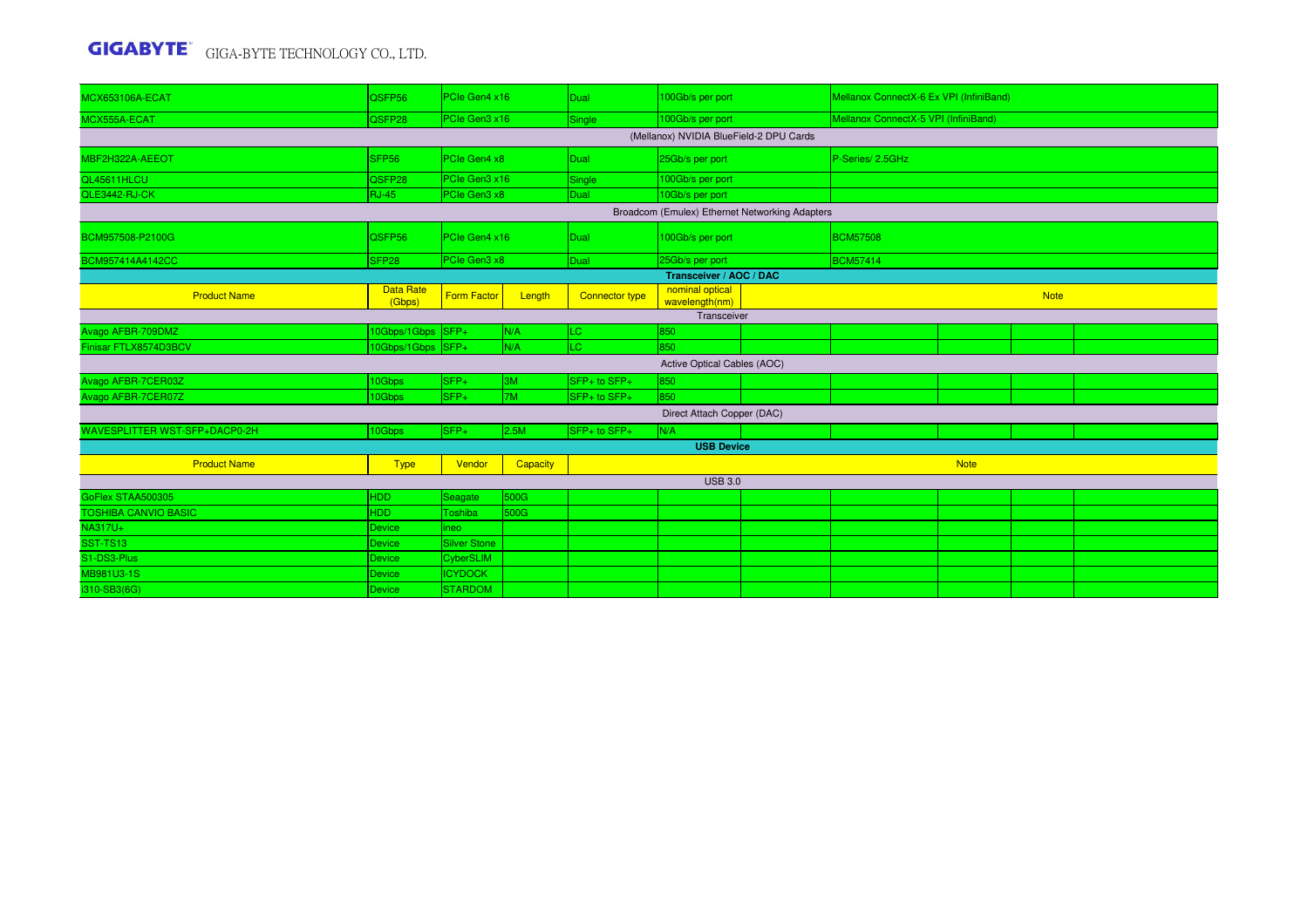| | | | | | | | | | |
|---|---|---|---|---|---|---|---|---|---|
| MCX653106A-ECAT | QSFP56 | PCIe Gen4 x16 | | Dual | 100Gb/s per port | | Mellanox ConnectX-6 Ex VPI (InfiniBand) | | |
| MCX555A-ECAT | QSFP28 | PCIe Gen3 x16 | | Single | 100Gb/s per port | | Mellanox ConnectX-5 VPI (InfiniBand) | | |
| (Mellanox) NVIDIA BlueField-2 DPU Cards | | | | | | | | | |
| MBF2H322A-AEEOT | SFP56 | PCIe Gen4 x8 | | Dual | 25Gb/s per port | | P-Series/ 2.5GHz | | |
| QL45611HLCU | QSFP28 | PCIe Gen3 x16 | | Single | 100Gb/s per port | | | | |
| QLE3442-RJ-CK | RJ-45 | PCIe Gen3 x8 | | Dual | 10Gb/s per port | | | | |
| Broadcom (Emulex) Ethernet Networking Adapters | | | | | | | | | |
| BCM957508-P2100G | QSFP56 | PCIe Gen4 x16 | | Dual | 100Gb/s per port | | BCM57508 | | |
| BCM957414A4142CC | SFP28 | PCIe Gen3 x8 | | Dual | 25Gb/s per port | | BCM57414 | | |

**Transceiver / AOC / DAC**

| Product Name | Data Rate (Gbps) | Form Factor | Length | Connector type | nominal optical wavelength(nm) | Note | | | | |
|---|---|---|---|---|---|---|---|---|---|---|
| Transceiver | | | | | | | | | | |
| Avago AFBR-709DMZ | 10Gbps/1Gbps | SFP+ | N/A | LC | 850 | | | | | |
| Finisar FTLX8574D3BCV | 10Gbps/1Gbps | SFP+ | N/A | LC | 850 | | | | | |
| Active Optical Cables (AOC) | | | | | | | | | | |
| Avago AFBR-7CER03Z | 10Gbps | SFP+ | 3M | SFP+ to SFP+ | 850 | | | | | |
| Avago AFBR-7CER07Z | 10Gbps | SFP+ | 7M | SFP+ to SFP+ | 850 | | | | | |
| Direct Attach Copper (DAC) | | | | | | | | | | |
| WAVESPLITTER WST-SFP+DACP0-2H | 10Gbps | SFP+ | 2.5M | SFP+ to SFP+ | N/A | | | | | |

**USB Device**

| Product Name | Type | Vendor | Capacity | Note |
|---|---|---|---|---|
| USB 3.0 | | | | |
| GoFlex STAA500305 | HDD | Seagate | 500G | |
| TOSHIBA CANVIO BASIC | HDD | Toshiba | 500G | |
| NA317U+ | Device | ineo | | |
| SST-TS13 | Device | Silver Stone | | |
| S1-DS3-Plus | Device | CyberSLIM | | |
| MB981U3-1S | Device | ICYDOCK | | |
| i310-SB3(6G) | Device | STARDOM | | |